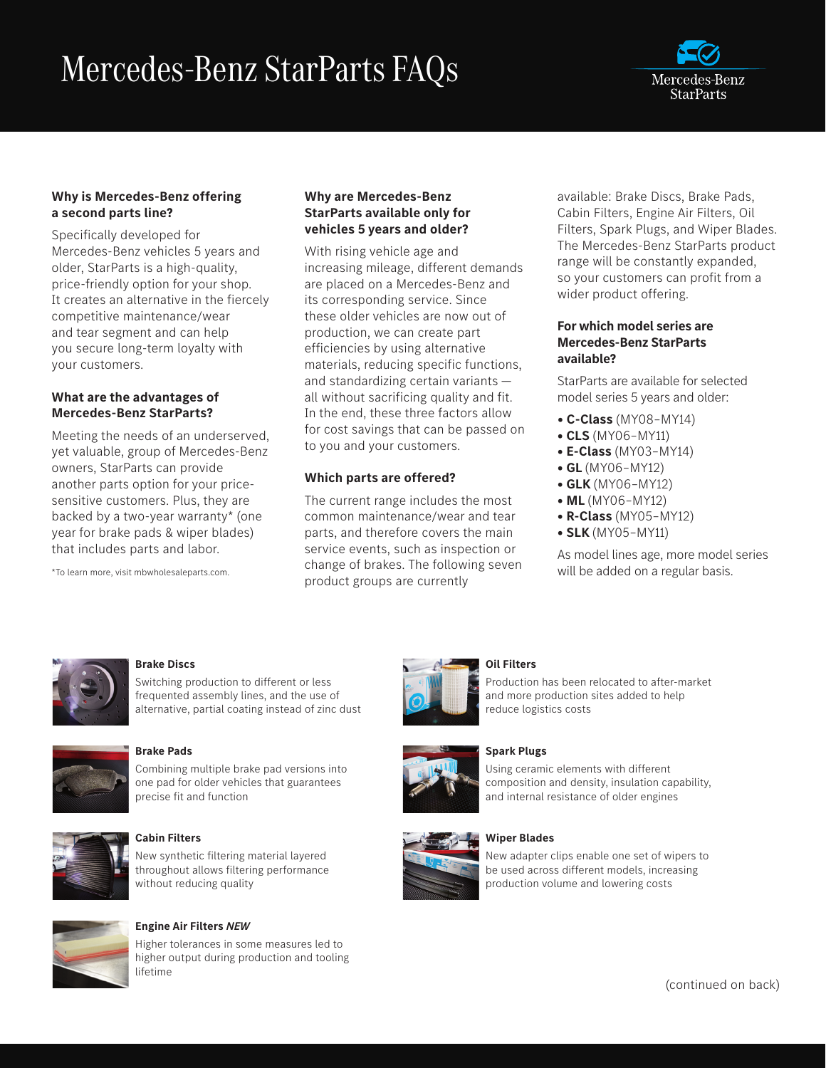# Mercedes-Benz StarParts FAQs

Mercedes-Benz StarParts

### Why is Mercedes-Benz offering a second parts line?

Specifically developed for Mercedes-Benz vehicles 5 years and older, StarParts is a high-quality, price-friendly option for your shop. It creates an alternative in the fiercely competitive maintenance/wear and tear segment and can help you secure long-term loyalty with your customers.

### What are the advantages of Mercedes-Benz StarParts?

Meeting the needs of an underserved, yet valuable, group of Mercedes-Benz owners, StarParts can provide another parts option for your price-sensitive customers. Plus, they are backed by a two-year warranty* (one year for brake pads & wiper blades) that includes parts and labor.

*To learn more, visit mbwholesaleparts.com.

### Why are Mercedes-Benz StarParts available only for vehicles 5 years and older?

With rising vehicle age and increasing mileage, different demands are placed on a Mercedes-Benz and its corresponding service. Since these older vehicles are now out of production, we can create part efficiencies by using alternative materials, reducing specific functions, and standardizing certain variants — all without sacrificing quality and fit. In the end, these three factors allow for cost savings that can be passed on to you and your customers.

### Which parts are offered?

The current range includes the most common maintenance/wear and tear parts, and therefore covers the main service events, such as inspection or change of brakes. The following seven product groups are currently available: Brake Discs, Brake Pads, Cabin Filters, Engine Air Filters, Oil Filters, Spark Plugs, and Wiper Blades. The Mercedes-Benz StarParts product range will be constantly expanded, so your customers can profit from a wider product offering.

### For which model series are Mercedes-Benz StarParts available?

StarParts are available for selected model series 5 years and older:

- **C-Class** (MY08–MY14)
- **CLS** (MY06–MY11)
- **E-Class** (MY03–MY14)
- **GL** (MY06–MY12)
- **GLK** (MY06–MY12)
- **ML** (MY06–MY12)
- **R-Class** (MY05–MY12)
- **SLK** (MY05–MY11)

As model lines age, more model series will be added on a regular basis.

**Brake Discs**
Switching production to different or less frequented assembly lines, and the use of alternative, partial coating instead of zinc dust

**Brake Pads**
Combining multiple brake pad versions into one pad for older vehicles that guarantees precise fit and function

**Cabin Filters**
New synthetic filtering material layered throughout allows filtering performance without reducing quality

**Engine Air Filters** ***NEW***
Higher tolerances in some measures led to higher output during production and tooling lifetime

**Oil Filters**
Production has been relocated to after-market and more production sites added to help reduce logistics costs

**Spark Plugs**
Using ceramic elements with different composition and density, insulation capability, and internal resistance of older engines

**Wiper Blades**
New adapter clips enable one set of wipers to be used across different models, increasing production volume and lowering costs

(continued on back)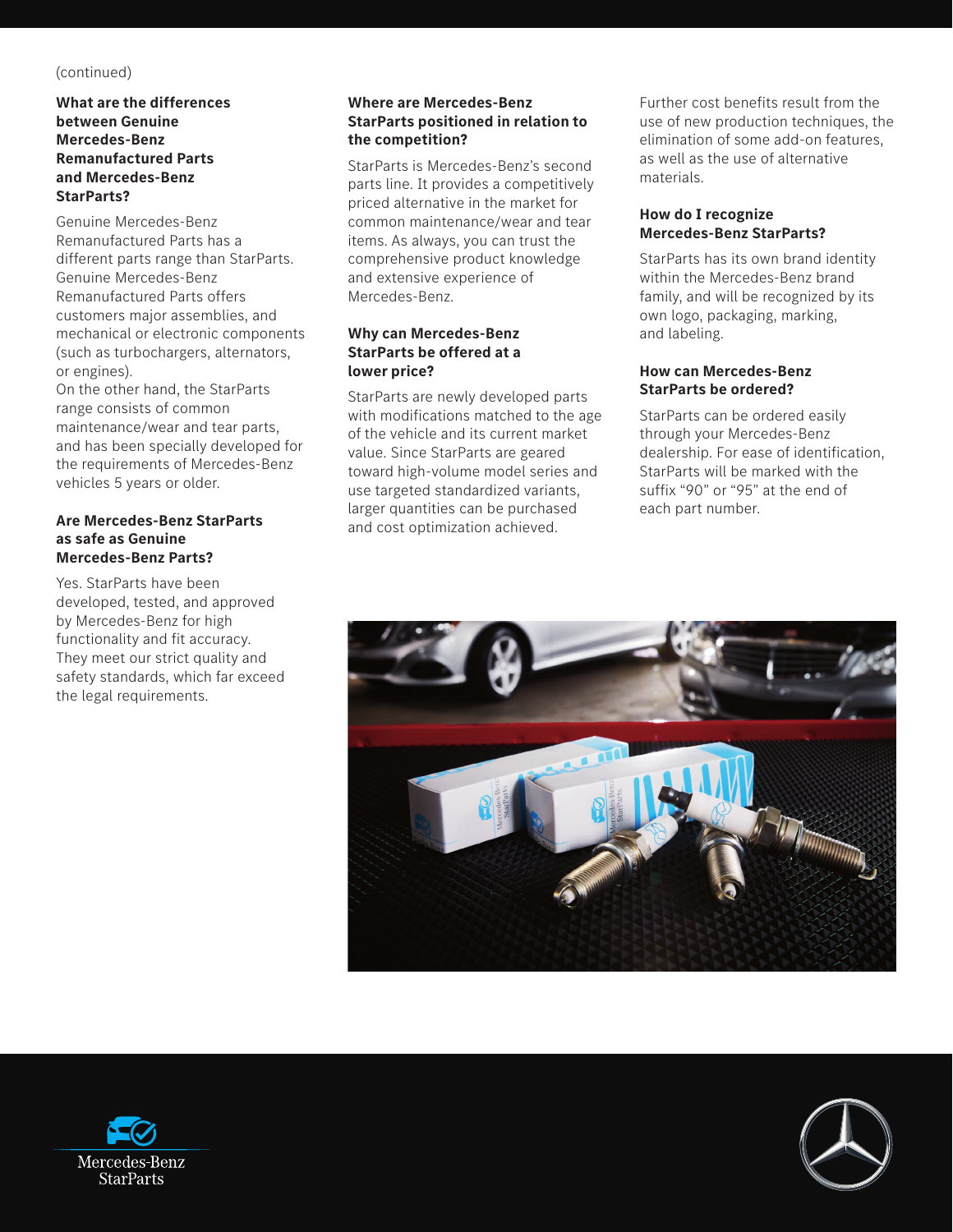(continued)

### What are the differences between Genuine Mercedes-Benz Remanufactured Parts and Mercedes-Benz StarParts?

Genuine Mercedes-Benz Remanufactured Parts has a different parts range than StarParts. Genuine Mercedes-Benz Remanufactured Parts offers customers major assemblies, and mechanical or electronic components (such as turbochargers, alternators, or engines).
On the other hand, the StarParts range consists of common maintenance/wear and tear parts, and has been specially developed for the requirements of Mercedes-Benz vehicles 5 years or older.

### Are Mercedes-Benz StarParts as safe as Genuine Mercedes-Benz Parts?

Yes. StarParts have been developed, tested, and approved by Mercedes-Benz for high functionality and fit accuracy. They meet our strict quality and safety standards, which far exceed the legal requirements.

### Where are Mercedes-Benz StarParts positioned in relation to the competition?

StarParts is Mercedes-Benz's second parts line. It provides a competitively priced alternative in the market for common maintenance/wear and tear items. As always, you can trust the comprehensive product knowledge and extensive experience of Mercedes-Benz.

### Why can Mercedes-Benz StarParts be offered at a lower price?

StarParts are newly developed parts with modifications matched to the age of the vehicle and its current market value. Since StarParts are geared toward high-volume model series and use targeted standardized variants, larger quantities can be purchased and cost optimization achieved.

Further cost benefits result from the use of new production techniques, the elimination of some add-on features, as well as the use of alternative materials.

### How do I recognize Mercedes-Benz StarParts?

StarParts has its own brand identity within the Mercedes-Benz brand family, and will be recognized by its own logo, packaging, marking, and labeling.

### How can Mercedes-Benz StarParts be ordered?

StarParts can be ordered easily through your Mercedes-Benz dealership. For ease of identification, StarParts will be marked with the suffix "90" or "95" at the end of each part number.

Mercedes-Benz StarParts